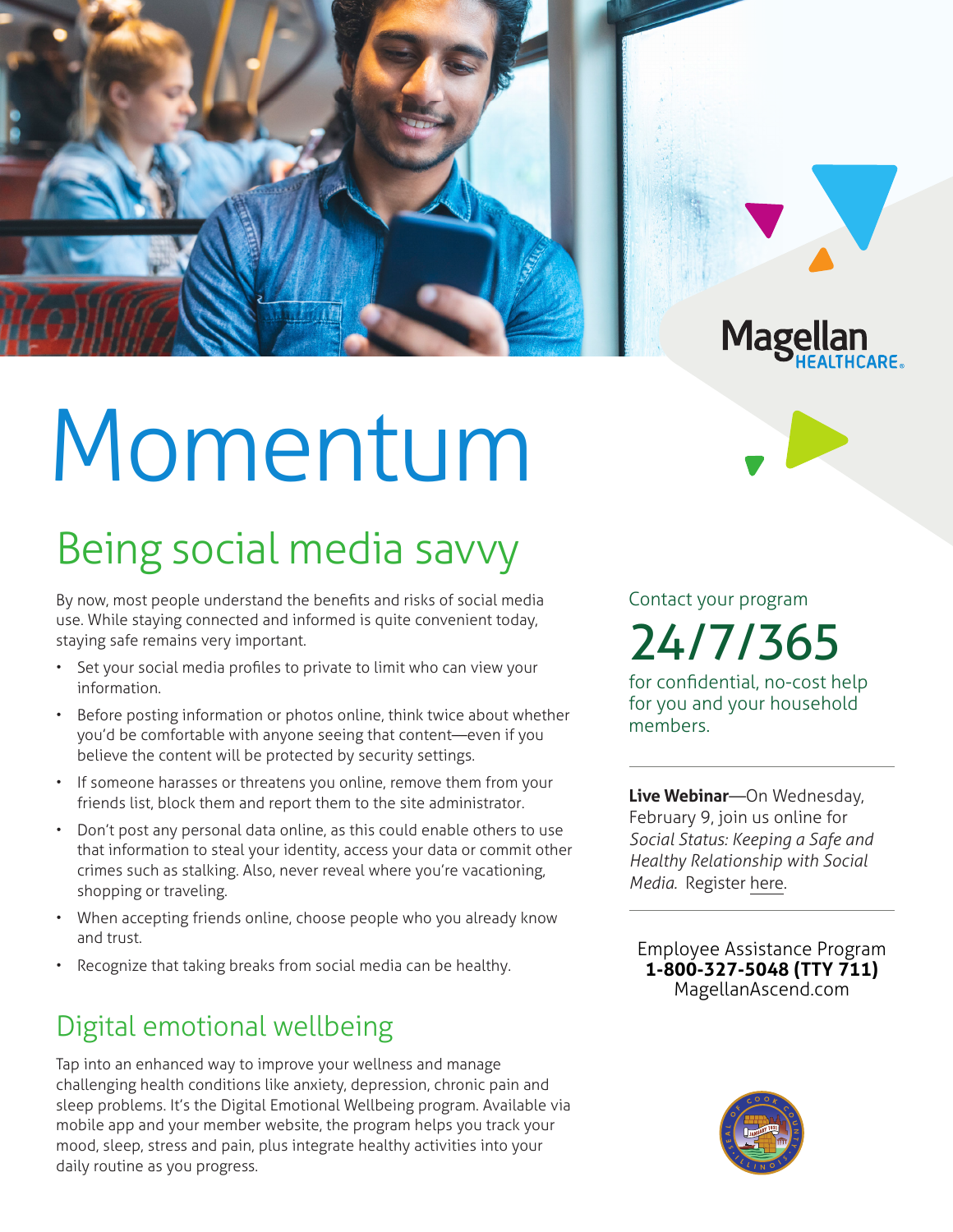Magellan HEALTHCARE

# Momentum

## Being social media savvy

By now, most people understand the benefits and risks of social media use. While staying connected and informed is quite convenient today, staying safe remains very important.

- Set your social media profiles to private to limit who can view your information.
- Before posting information or photos online, think twice about whether you'd be comfortable with anyone seeing that content—even if you believe the content will be protected by security settings.
- If someone harasses or threatens you online, remove them from your friends list, block them and report them to the site administrator.
- Don't post any personal data online, as this could enable others to use that information to steal your identity, access your data or commit other crimes such as stalking. Also, never reveal where you're vacationing, shopping or traveling.
- When accepting friends online, choose people who you already know and trust.
- Recognize that taking breaks from social media can be healthy.

## Digital emotional wellbeing

Tap into an enhanced way to improve your wellness and manage challenging health conditions like anxiety, depression, chronic pain and sleep problems. It's the Digital Emotional Wellbeing program. Available via mobile app and your member website, the program helps you track your mood, sleep, stress and pain, plus integrate healthy activities into your daily routine as you progress.

Contact your program

## 24/7/365

for confidential, no-cost help for you and your household members.

---

**Live Webinar**—On Wednesday, February 9, join us online for *Social Status: Keeping a Safe and Healthy Relationship with Social Media.* Register here.

---

Employee Assistance Program
**1-800-327-5048 (TTY 711)**
MagellanAscend.com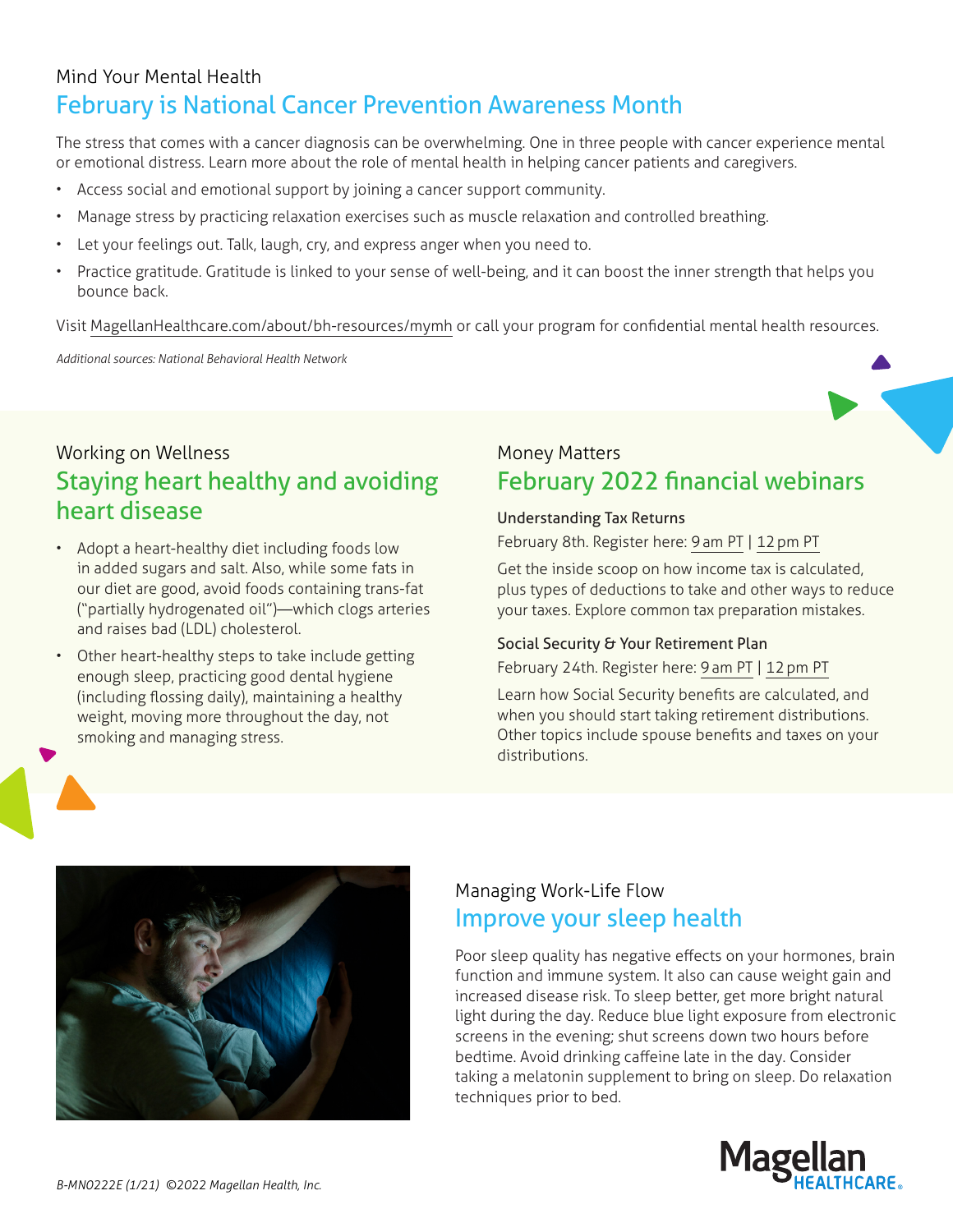Mind Your Mental Health

## February is National Cancer Prevention Awareness Month

The stress that comes with a cancer diagnosis can be overwhelming. One in three people with cancer experience mental or emotional distress. Learn more about the role of mental health in helping cancer patients and caregivers.

- Access social and emotional support by joining a cancer support community.
- Manage stress by practicing relaxation exercises such as muscle relaxation and controlled breathing.
- Let your feelings out. Talk, laugh, cry, and express anger when you need to.
- Practice gratitude. Gratitude is linked to your sense of well-being, and it can boost the inner strength that helps you bounce back.

Visit MagellanHealthcare.com/about/bh-resources/mymh or call your program for confidential mental health resources.

*Additional sources: National Behavioral Health Network*

Working on Wellness

## Staying heart healthy and avoiding heart disease

- Adopt a heart-healthy diet including foods low in added sugars and salt. Also, while some fats in our diet are good, avoid foods containing trans-fat ("partially hydrogenated oil")—which clogs arteries and raises bad (LDL) cholesterol.
- Other heart-healthy steps to take include getting enough sleep, practicing good dental hygiene (including flossing daily), maintaining a healthy weight, moving more throughout the day, not smoking and managing stress.

Money Matters

## February 2022 financial webinars

### Understanding Tax Returns

February 8th. Register here: 9 am PT | 12 pm PT

Get the inside scoop on how income tax is calculated, plus types of deductions to take and other ways to reduce your taxes. Explore common tax preparation mistakes.

### Social Security & Your Retirement Plan

February 24th. Register here: 9 am PT | 12 pm PT

Learn how Social Security benefits are calculated, and when you should start taking retirement distributions. Other topics include spouse benefits and taxes on your distributions.

Managing Work-Life Flow

## Improve your sleep health

Poor sleep quality has negative effects on your hormones, brain function and immune system. It also can cause weight gain and increased disease risk. To sleep better, get more bright natural light during the day. Reduce blue light exposure from electronic screens in the evening; shut screens down two hours before bedtime. Avoid drinking caffeine late in the day. Consider taking a melatonin supplement to bring on sleep. Do relaxation techniques prior to bed.

*B-MN0222E (1/21) ©2022 Magellan Health, Inc.*